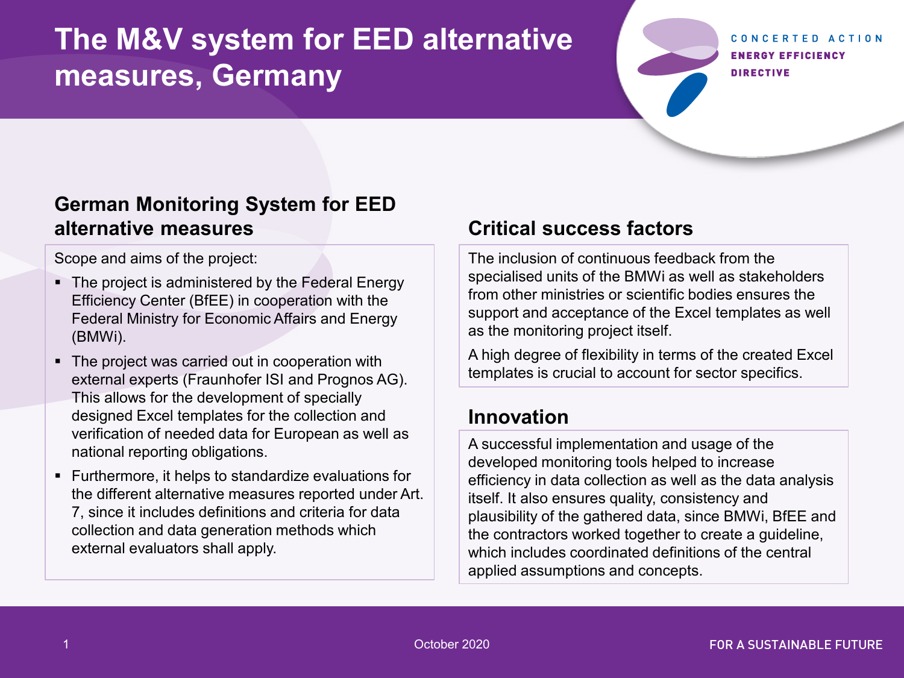# The M&V system for EED alternative measures, Germany

## German Monitoring System for EED alternative measures

Scope and aims of the project:

- The project is administered by the Federal Energy Efficiency Center (BfEE) in cooperation with the Federal Ministry for Economic Affairs and Energy (BMWi).
- The project was carried out in cooperation with external experts (Fraunhofer ISI and Prognos AG). This allows for the development of specially designed Excel templates for the collection and verification of needed data for European as well as national reporting obligations.
- Furthermore, it helps to standardize evaluations for the different alternative measures reported under Art. 7, since it includes definitions and criteria for data collection and data generation methods which external evaluators shall apply.

## Critical success factors

The inclusion of continuous feedback from the specialised units of the BMWi as well as stakeholders from other ministries or scientific bodies ensures the support and acceptance of the Excel templates as well as the monitoring project itself.

A high degree of flexibility in terms of the created Excel templates is crucial to account for sector specifics.

## Innovation

A successful implementation and usage of the developed monitoring tools helped to increase efficiency in data collection as well as the data analysis itself. It also ensures quality, consistency and plausibility of the gathered data, since BMWi, BfEE and the contractors worked together to create a guideline, which includes coordinated definitions of the central applied assumptions and concepts.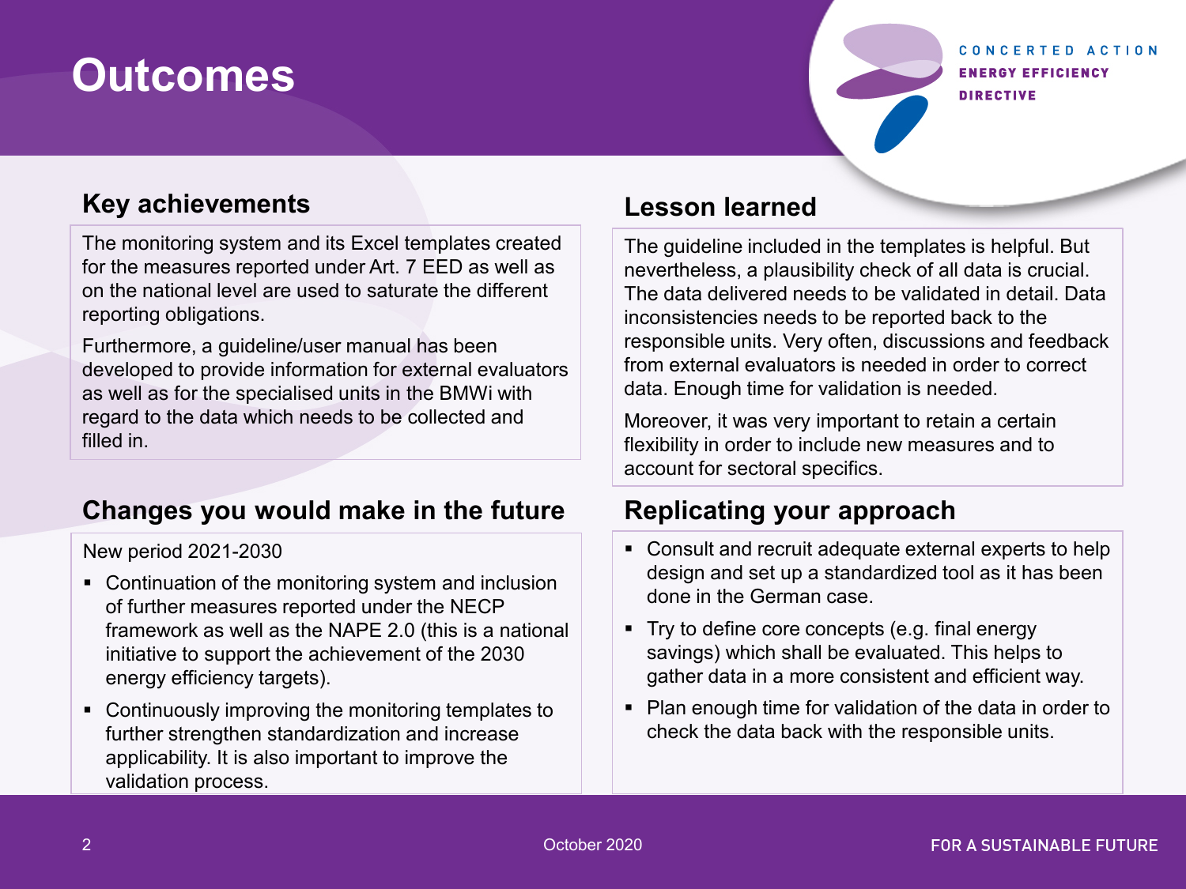# Outcomes

## Key achievements

The monitoring system and its Excel templates created for the measures reported under Art. 7 EED as well as on the national level are used to saturate the different reporting obligations.

Furthermore, a guideline/user manual has been developed to provide information for external evaluators as well as for the specialised units in the BMWi with regard to the data which needs to be collected and filled in.

## Lesson learned

The guideline included in the templates is helpful. But nevertheless, a plausibility check of all data is crucial. The data delivered needs to be validated in detail. Data inconsistencies needs to be reported back to the responsible units. Very often, discussions and feedback from external evaluators is needed in order to correct data. Enough time for validation is needed.

Moreover, it was very important to retain a certain flexibility in order to include new measures and to account for sectoral specifics.

## Changes you would make in the future

New period 2021-2030

- Continuation of the monitoring system and inclusion of further measures reported under the NECP framework as well as the NAPE 2.0 (this is a national initiative to support the achievement of the 2030 energy efficiency targets).
- Continuously improving the monitoring templates to further strengthen standardization and increase applicability. It is also important to improve the validation process.

## Replicating your approach

- Consult and recruit adequate external experts to help design and set up a standardized tool as it has been done in the German case.
- Try to define core concepts (e.g. final energy savings) which shall be evaluated. This helps to gather data in a more consistent and efficient way.
- Plan enough time for validation of the data in order to check the data back with the responsible units.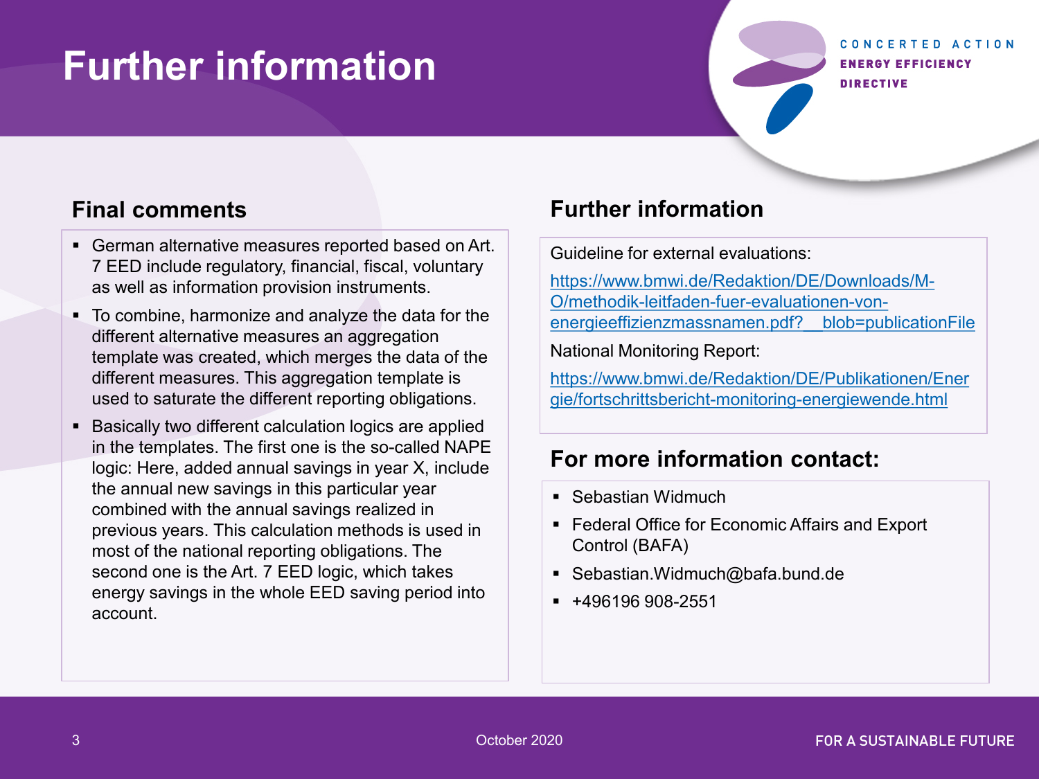# Further information

## Final comments

- German alternative measures reported based on Art. 7 EED include regulatory, financial, fiscal, voluntary as well as information provision instruments.
- To combine, harmonize and analyze the data for the different alternative measures an aggregation template was created, which merges the data of the different measures. This aggregation template is used to saturate the different reporting obligations.
- Basically two different calculation logics are applied in the templates. The first one is the so-called NAPE logic: Here, added annual savings in year X, include the annual new savings in this particular year combined with the annual savings realized in previous years. This calculation methods is used in most of the national reporting obligations. The second one is the Art. 7 EED logic, which takes energy savings in the whole EED saving period into account.

## Further information

Guideline for external evaluations:

https://www.bmwi.de/Redaktion/DE/Downloads/M-O/methodik-leitfaden-fuer-evaluationen-von-energieeffizienzmassnamen.pdf?__blob=publicationFile

National Monitoring Report:

https://www.bmwi.de/Redaktion/DE/Publikationen/Energie/fortschrittsbericht-monitoring-energiewende.html

## For more information contact:

- Sebastian Widmuch
- Federal Office for Economic Affairs and Export Control (BAFA)
- Sebastian.Widmuch@bafa.bund.de
- +496196 908-2551